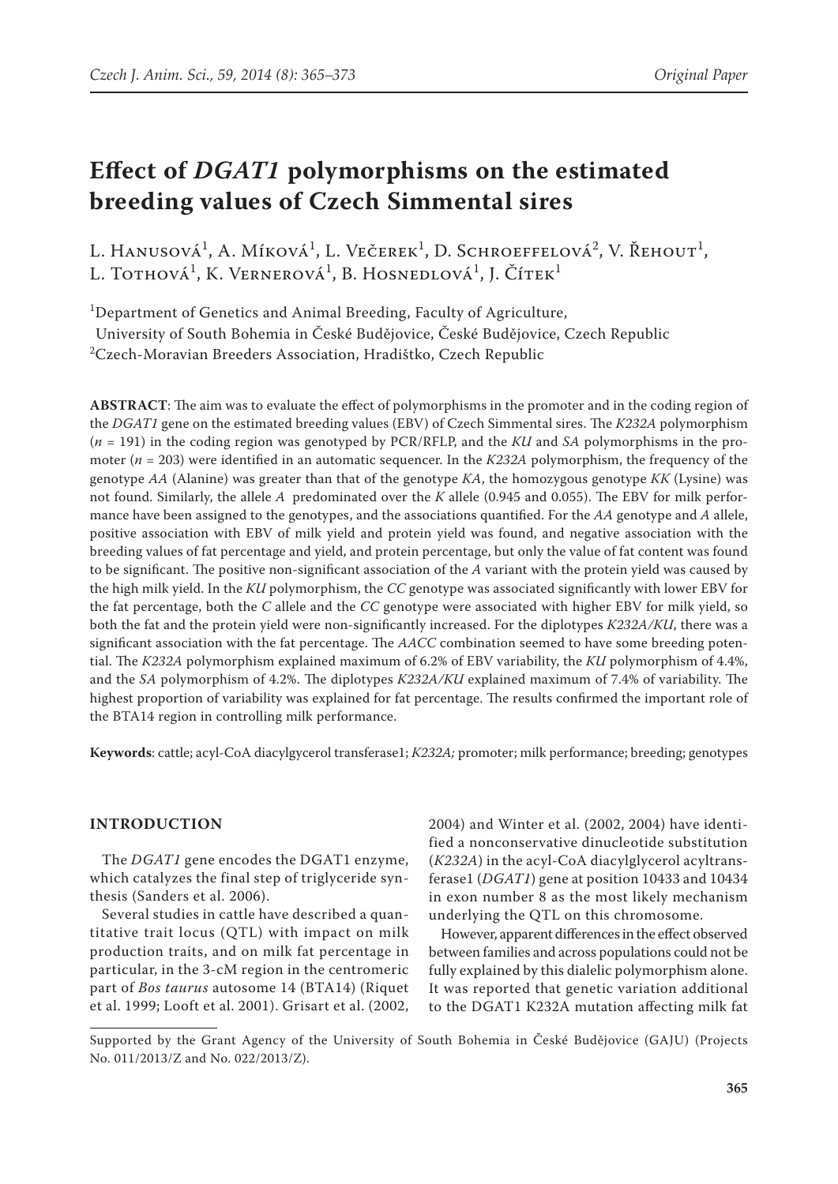# Effect of *DGAT1* polymorphisms on the estimated breeding values of Czech Simmental sires

L. Hanusová[1], A. Míková[1], L. Večerek[1], D. Schroeffelová[2], V. Řehout[1], L. Tothová[1], K. Vernerová[1], B. Hosnedlová[1], J. Čítek[1]

[1]Department of Genetics and Animal Breeding, Faculty of Agriculture, University of South Bohemia in České Budějovice, České Budějovice, Czech Republic

[2]Czech-Moravian Breeders Association, Hradištko, Czech Republic

**ABSTRACT**: The aim was to evaluate the effect of polymorphisms in the promoter and in the coding region of the *DGAT1* gene on the estimated breeding values (EBV) of Czech Simmental sires. The *K232A* polymorphism ($n$ = 191) in the coding region was genotyped by PCR/RFLP, and the *KU* and *SA* polymorphisms in the promoter ($n$ = 203) were identified in an automatic sequencer. In the *K232A* polymorphism, the frequency of the genotype *AA* (Alanine) was greater than that of the genotype *KA*, the homozygous genotype *KK* (Lysine) was not found. Similarly, the allele *A* predominated over the *K* allele (0.945 and 0.055). The EBV for milk performance have been assigned to the genotypes, and the associations quantified. For the *AA* genotype and *A* allele, positive association with EBV of milk yield and protein yield was found, and negative association with the breeding values of fat percentage and yield, and protein percentage, but only the value of fat content was found to be significant. The positive non-significant association of the *A* variant with the protein yield was caused by the high milk yield. In the *KU* polymorphism, the *CC* genotype was associated significantly with lower EBV for the fat percentage, both the *C* allele and the *CC* genotype were associated with higher EBV for milk yield, so both the fat and the protein yield were non-significantly increased. For the diplotypes *K232A/KU*, there was a significant association with the fat percentage. The *AACC* combination seemed to have some breeding potential. The *K232A* polymorphism explained maximum of 6.2% of EBV variability, the *KU* polymorphism of 4.4%, and the *SA* polymorphism of 4.2%. The diplotypes *K232A/KU* explained maximum of 7.4% of variability. The highest proportion of variability was explained for fat percentage. The results confirmed the important role of the BTA14 region in controlling milk performance.

**Keywords**: cattle; acyl-CoA diacylgycerol transferase1; *K232A;* promoter; milk performance; breeding; genotypes

## INTRODUCTION

The *DGAT1* gene encodes the DGAT1 enzyme, which catalyzes the final step of triglyceride synthesis (Sanders et al. 2006).

Several studies in cattle have described a quantitative trait locus (QTL) with impact on milk production traits, and on milk fat percentage in particular, in the 3-cM region in the centromeric part of *Bos taurus* autosome 14 (BTA14) (Riquet et al. 1999; Looft et al. 2001). Grisart et al. (2002, 2004) and Winter et al. (2002, 2004) have identified a nonconservative dinucleotide substitution (*K232A*) in the acyl-CoA diacylglycerol acyltransferase1 (*DGAT1*) gene at position 10433 and 10434 in exon number 8 as the most likely mechanism underlying the QTL on this chromosome.

However, apparent differences in the effect observed between families and across populations could not be fully explained by this dialelic polymorphism alone. It was reported that genetic variation additional to the DGAT1 K232A mutation affecting milk fat

Supported by the Grant Agency of the University of South Bohemia in České Budějovice (GAJU) (Projects No. 011/2013/Z and No. 022/2013/Z).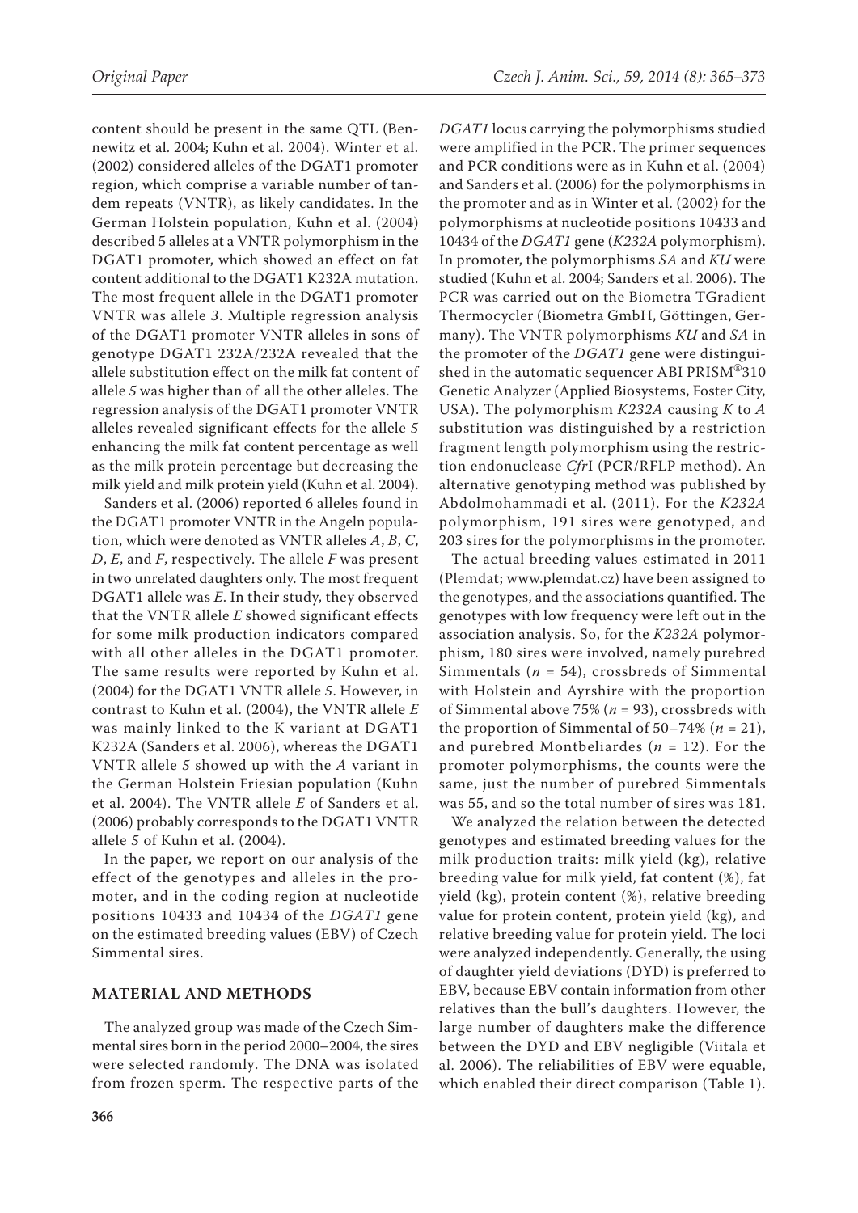content should be present in the same QTL (Bennewitz et al. 2004; Kuhn et al. 2004). Winter et al. (2002) considered alleles of the DGAT1 promoter region, which comprise a variable number of tandem repeats (VNTR), as likely candidates. In the German Holstein population, Kuhn et al. (2004) described 5 alleles at a VNTR polymorphism in the DGAT1 promoter, which showed an effect on fat content additional to the DGAT1 K232A mutation. The most frequent allele in the DGAT1 promoter VNTR was allele *3*. Multiple regression analysis of the DGAT1 promoter VNTR alleles in sons of genotype DGAT1 232A/232A revealed that the allele substitution effect on the milk fat content of allele *5* was higher than of all the other alleles. The regression analysis of the DGAT1 promoter VNTR alleles revealed significant effects for the allele *5* enhancing the milk fat content percentage as well as the milk protein percentage but decreasing the milk yield and milk protein yield (Kuhn et al. 2004).

Sanders et al. (2006) reported 6 alleles found in the DGAT1 promoter VNTR in the Angeln population, which were denoted as VNTR alleles *A*, *B*, *C*, *D*, *E*, and *F*, respectively. The allele *F* was present in two unrelated daughters only. The most frequent DGAT1 allele was *E*. In their study, they observed that the VNTR allele *E* showed significant effects for some milk production indicators compared with all other alleles in the DGAT1 promoter. The same results were reported by Kuhn et al. (2004) for the DGAT1 VNTR allele *5*. However, in contrast to Kuhn et al. (2004), the VNTR allele *E* was mainly linked to the K variant at DGAT1 K232A (Sanders et al. 2006), whereas the DGAT1 VNTR allele *5* showed up with the *A* variant in the German Holstein Friesian population (Kuhn et al. 2004). The VNTR allele *E* of Sanders et al. (2006) probably corresponds to the DGAT1 VNTR allele *5* of Kuhn et al. (2004).

In the paper, we report on our analysis of the effect of the genotypes and alleles in the promoter, and in the coding region at nucleotide positions 10433 and 10434 of the *DGAT1* gene on the estimated breeding values (EBV) of Czech Simmental sires.

## MATERIAL AND METHODS

The analyzed group was made of the Czech Simmental sires born in the period 2000–2004, the sires were selected randomly. The DNA was isolated from frozen sperm. The respective parts of the *DGAT1* locus carrying the polymorphisms studied were amplified in the PCR. The primer sequences and PCR conditions were as in Kuhn et al. (2004) and Sanders et al. (2006) for the polymorphisms in the promoter and as in Winter et al. (2002) for the polymorphisms at nucleotide positions 10433 and 10434 of the *DGAT1* gene (*K232A* polymorphism). In promoter, the polymorphisms *SA* and *KU* were studied (Kuhn et al. 2004; Sanders et al. 2006). The PCR was carried out on the Biometra TGradient Thermocycler (Biometra GmbH, Göttingen, Germany). The VNTR polymorphisms *KU* and *SA* in the promoter of the *DGAT1* gene were distinguished in the automatic sequencer ABI PRISM®310 Genetic Analyzer (Applied Biosystems, Foster City, USA). The polymorphism *K232A* causing *K* to *A* substitution was distinguished by a restriction fragment length polymorphism using the restriction endonuclease *Cfr*I (PCR/RFLP method). An alternative genotyping method was published by Abdolmohammadi et al. (2011). For the *K232A* polymorphism, 191 sires were genotyped, and 203 sires for the polymorphisms in the promoter.

The actual breeding values estimated in 2011 (Plemdat; www.plemdat.cz) have been assigned to the genotypes, and the associations quantified. The genotypes with low frequency were left out in the association analysis. So, for the *K232A* polymorphism, 180 sires were involved, namely purebred Simmentals ($n$ = 54), crossbreds of Simmental with Holstein and Ayrshire with the proportion of Simmental above 75% ($n$ = 93), crossbreds with the proportion of Simmental of 50–74% ($n$ = 21), and purebred Montbeliardes ($n$ = 12). For the promoter polymorphisms, the counts were the same, just the number of purebred Simmentals was 55, and so the total number of sires was 181.

We analyzed the relation between the detected genotypes and estimated breeding values for the milk production traits: milk yield (kg), relative breeding value for milk yield, fat content (%), fat yield (kg), protein content (%), relative breeding value for protein content, protein yield (kg), and relative breeding value for protein yield. The loci were analyzed independently. Generally, the using of daughter yield deviations (DYD) is preferred to EBV, because EBV contain information from other relatives than the bull's daughters. However, the large number of daughters make the difference between the DYD and EBV negligible (Viitala et al. 2006). The reliabilities of EBV were equable, which enabled their direct comparison (Table 1).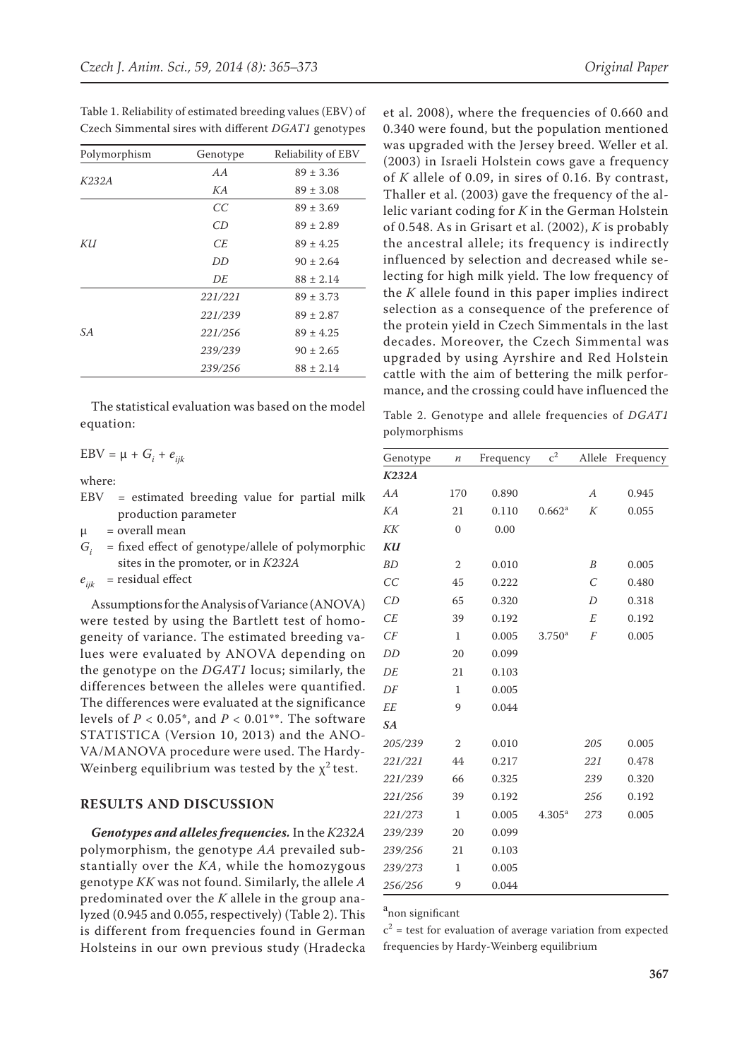Table 1. Reliability of estimated breeding values (EBV) of Czech Simmental sires with different *DGAT1* genotypes

| Polymorphism | Genotype | Reliability of EBV |
|---|---|---|
| *K232A* | *AA* | 89 ± 3.36 |
| | *KA* | 89 ± 3.08 |
| *KU* | *CC* | 89 ± 3.69 |
| | *CD* | 89 ± 2.89 |
| | *CE* | 89 ± 4.25 |
| | *DD* | 90 ± 2.64 |
| | *DE* | 88 ± 2.14 |
| *SA* | *221/221* | 89 ± 3.73 |
| | *221/239* | 89 ± 2.87 |
| | *221/256* | 89 ± 4.25 |
| | *239/239* | 90 ± 2.65 |
| | *239/256* | 88 ± 2.14 |

The statistical evaluation was based on the model equation:

$$\text{EBV} = \mu + G_i + e_{ijk}$$

where:

EBV = estimated breeding value for partial milk production parameter

$\mu$ = overall mean

$G_i$ = fixed effect of genotype/allele of polymorphic sites in the promoter, or in *K232A*

$e_{ijk}$ = residual effect

Assumptions for the Analysis of Variance (ANOVA) were tested by using the Bartlett test of homogeneity of variance. The estimated breeding values were evaluated by ANOVA depending on the genotype on the *DGAT1* locus; similarly, the differences between the alleles were quantified. The differences were evaluated at the significance levels of $P < 0.05$*, and $P < 0.01$**. The software STATISTICA (Version 10, 2013) and the ANOVA/MANOVA procedure were used. The Hardy-Weinberg equilibrium was tested by the $\chi^2$ test.

## RESULTS AND DISCUSSION

***Genotypes and alleles frequencies.*** In the *K232A* polymorphism, the genotype *AA* prevailed substantially over the *KA*, while the homozygous genotype *KK* was not found. Similarly, the allele *A* predominated over the *K* allele in the group analyzed (0.945 and 0.055, respectively) (Table 2). This is different from frequencies found in German Holsteins in our own previous study (Hradecka et al. 2008), where the frequencies of 0.660 and 0.340 were found, but the population mentioned was upgraded with the Jersey breed. Weller et al. (2003) in Israeli Holstein cows gave a frequency of *K* allele of 0.09, in sires of 0.16. By contrast, Thaller et al. (2003) gave the frequency of the allelic variant coding for *K* in the German Holstein of 0.548. As in Grisart et al. (2002), *K* is probably the ancestral allele; its frequency is indirectly influenced by selection and decreased while selecting for high milk yield. The low frequency of the *K* allele found in this paper implies indirect selection as a consequence of the preference of the protein yield in Czech Simmentals in the last decades. Moreover, the Czech Simmental was upgraded by using Ayrshire and Red Holstein cattle with the aim of bettering the milk performance, and the crossing could have influenced the

Table 2. Genotype and allele frequencies of *DGAT1* polymorphisms

| Genotype | $n$ | Frequency | $c^2$ | Allele | Frequency |
|---|---|---|---|---|---|
| ***K232A*** | | | | | |
| *AA* | 170 | 0.890 | | *A* | 0.945 |
| *KA* | 21 | 0.110 | 0.662[a] | *K* | 0.055 |
| *KK* | 0 | 0.00 | | | |
| ***KU*** | | | | | |
| *BD* | 2 | 0.010 | | *B* | 0.005 |
| *CC* | 45 | 0.222 | | *C* | 0.480 |
| *CD* | 65 | 0.320 | | *D* | 0.318 |
| *CE* | 39 | 0.192 | | *E* | 0.192 |
| *CF* | 1 | 0.005 | 3.750[a] | *F* | 0.005 |
| *DD* | 20 | 0.099 | | | |
| *DE* | 21 | 0.103 | | | |
| *DF* | 1 | 0.005 | | | |
| *EE* | 9 | 0.044 | | | |
| ***SA*** | | | | | |
| *205/239* | 2 | 0.010 | | *205* | 0.005 |
| *221/221* | 44 | 0.217 | | *221* | 0.478 |
| *221/239* | 66 | 0.325 | | *239* | 0.320 |
| *221/256* | 39 | 0.192 | | *256* | 0.192 |
| *221/273* | 1 | 0.005 | 4.305[a] | *273* | 0.005 |
| *239/239* | 20 | 0.099 | | | |
| *239/256* | 21 | 0.103 | | | |
| *239/273* | 1 | 0.005 | | | |
| *256/256* | 9 | 0.044 | | | |

[a]non significant

$c^2$ = test for evaluation of average variation from expected frequencies by Hardy-Weinberg equilibrium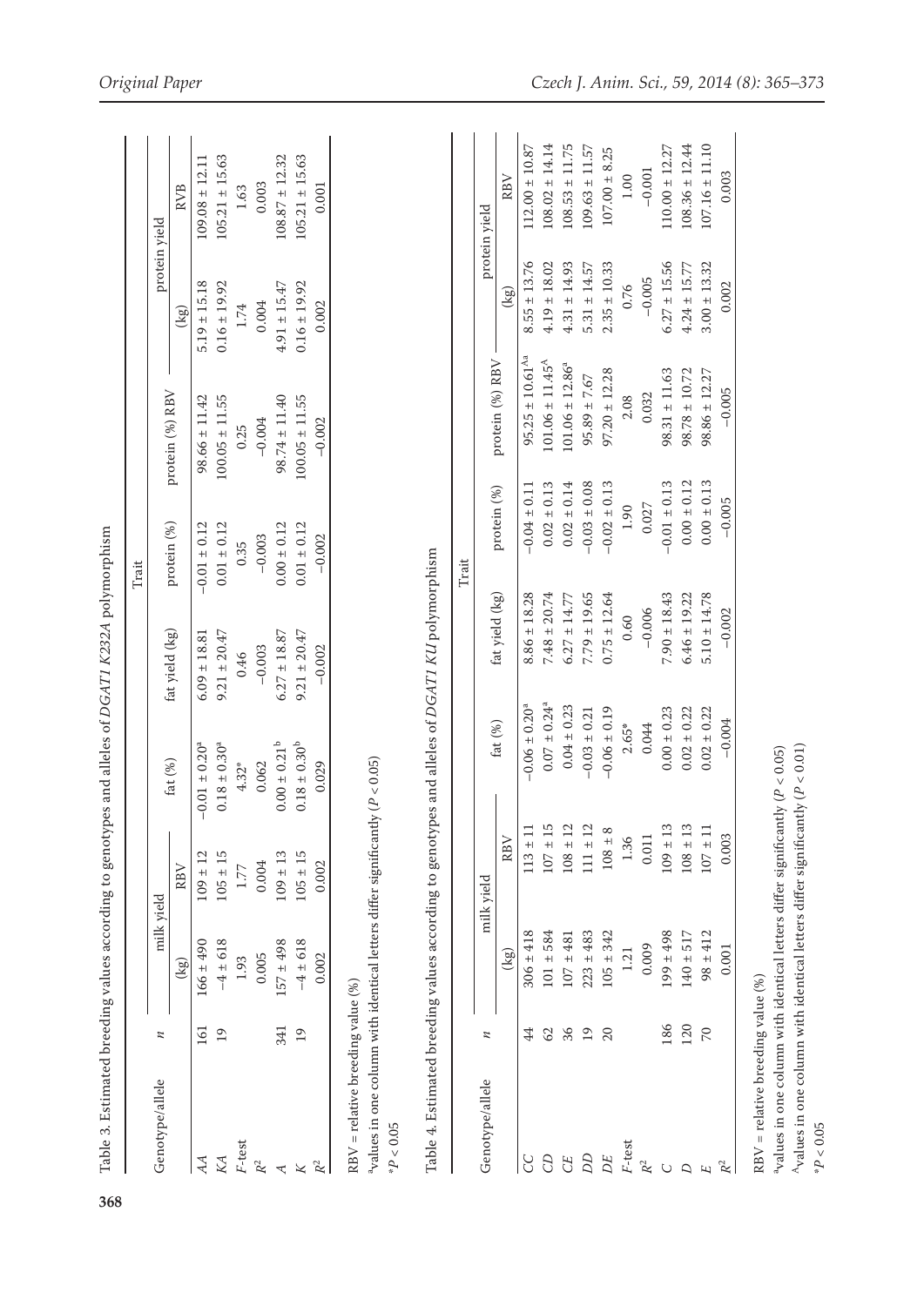Table 3. Estimated breeding values according to genotypes and alleles of *DGAT1 K232A* polymorphism

| Genotype/allele | *n* | Trait | | | | | | | | |
|---|---|---|---|---|---|---|---|---|---|---|
| | | milk yield | | fat (%) | fat yield (kg) | protein (%) | protein (%) RBV | protein yield | |
| | | (kg) | RBV | | | | | (kg) | RVB |
| *AA* | 161 | 166 ± 490 | 109 ± 12 | −0.01 ± 0.20[a] | 6.09 ± 18.81 | −0.01 ± 0.12 | 98.66 ± 11.42 | 5.19 ± 15.18 | 109.08 ± 12.11 |
| *KA* | 19 | −4 ± 618 | 105 ± 15 | 0.18 ± 0.30[a] | 9.21 ± 20.47 | 0.01 ± 0.12 | 100.05 ± 11.55 | 0.16 ± 19.92 | 105.21 ± 15.63 |
| *F*-test | | 1.93 | 1.77 | 4.32* | 0.46 | 0.35 | 0.25 | 1.74 | 1.63 |
| $R^2$ | | 0.005 | 0.004 | 0.062 | −0.003 | −0.003 | −0.004 | 0.004 | 0.003 |
| *A* | 341 | 157 ± 498 | 109 ± 13 | 0.00 ± 0.21[b] | 6.27 ± 18.87 | 0.00 ± 0.12 | 98.74 ± 11.40 | 4.91 ± 15.47 | 108.87 ± 12.32 |
| *K* | 19 | −4 ± 618 | 105 ± 15 | 0.18 ± 0.30[b] | 9.21 ± 20.47 | 0.01 ± 0.12 | 100.05 ± 11.55 | 0.16 ± 19.92 | 105.21 ± 15.63 |
| $R^2$ | | 0.002 | 0.002 | 0.029 | −0.002 | −0.002 | −0.002 | 0.002 | 0.001 |

RBV = relative breeding value (%)

[a]values in one column with identical letters differ significantly ($P < 0.05$)

*$P < 0.05$

Table 4. Estimated breeding values according to genotypes and alleles of *DGAT1 KU* polymorphism

| Genotype/allele | *n* | Trait | | | | | | | | |
|---|---|---|---|---|---|---|---|---|---|---|
| | | milk yield | | fat (%) | fat yield (kg) | protein (%) | protein (%) RBV | protein yield | |
| | | (kg) | RBV | | | | | (kg) | RBV |
| *CC* | 44 | 306 ± 418 | 113 ± 11 | −0.06 ± 0.20[a] | 8.86 ± 18.28 | −0.04 ± 0.11 | 95.25 ± 10.61[Aa] | 8.55 ± 13.76 | 112.00 ± 10.87 |
| *CD* | 62 | 101 ± 584 | 107 ± 15 | 0.07 ± 0.24[a] | 7.48 ± 20.74 | 0.02 ± 0.13 | 101.06 ± 11.45[A] | 4.19 ± 18.02 | 108.02 ± 14.14 |
| *CE* | 36 | 107 ± 481 | 108 ± 12 | 0.04 ± 0.23 | 6.27 ± 14.77 | 0.02 ± 0.14 | 101.06 ± 12.86[a] | 4.31 ± 14.93 | 108.53 ± 11.75 |
| *DD* | 19 | 223 ± 483 | 111 ± 12 | −0.03 ± 0.21 | 7.79 ± 19.65 | −0.03 ± 0.08 | 95.89 ± 7.67 | 5.31 ± 14.57 | 109.63 ± 11.57 |
| *DE* | 20 | 105 ± 342 | 108 ± 8 | −0.06 ± 0.19 | 0.75 ± 12.64 | −0.02 ± 0.13 | 97.20 ± 12.28 | 2.35 ± 10.33 | 107.00 ± 8.25 |
| *F*-test | | 1.21 | 1.36 | 2.65* | 0.60 | 1.90 | 2.08 | 0.76 | 1.00 |
| $R^2$ | | 0.009 | 0.011 | 0.044 | −0.006 | 0.027 | 0.032 | −0.005 | −0.001 |
| *C* | 186 | 199 ± 498 | 109 ± 13 | 0.00 ± 0.23 | 7.90 ± 18.43 | −0.01 ± 0.13 | 98.31 ± 11.63 | 6.27 ± 15.56 | 110.00 ± 12.27 |
| *D* | 120 | 140 ± 517 | 108 ± 13 | 0.02 ± 0.22 | 6.46 ± 19.22 | 0.00 ± 0.12 | 98.78 ± 10.72 | 4.24 ± 15.77 | 108.36 ± 12.44 |
| *E* | 70 | 98 ± 412 | 107 ± 11 | 0.02 ± 0.22 | 5.10 ± 14.78 | 0.00 ± 0.13 | 98.86 ± 12.27 | 3.00 ± 13.32 | 107.16 ± 11.10 |
| $R^2$ | | 0.001 | 0.003 | −0.004 | −0.002 | −0.005 | −0.005 | 0.002 | 0.003 |

RBV = relative breeding value (%)

[a]values in one column with identical letters differ significantly ($P < 0.05$)

[A]values in one column with identical letters differ significantly ($P < 0.01$)

*$P < 0.05$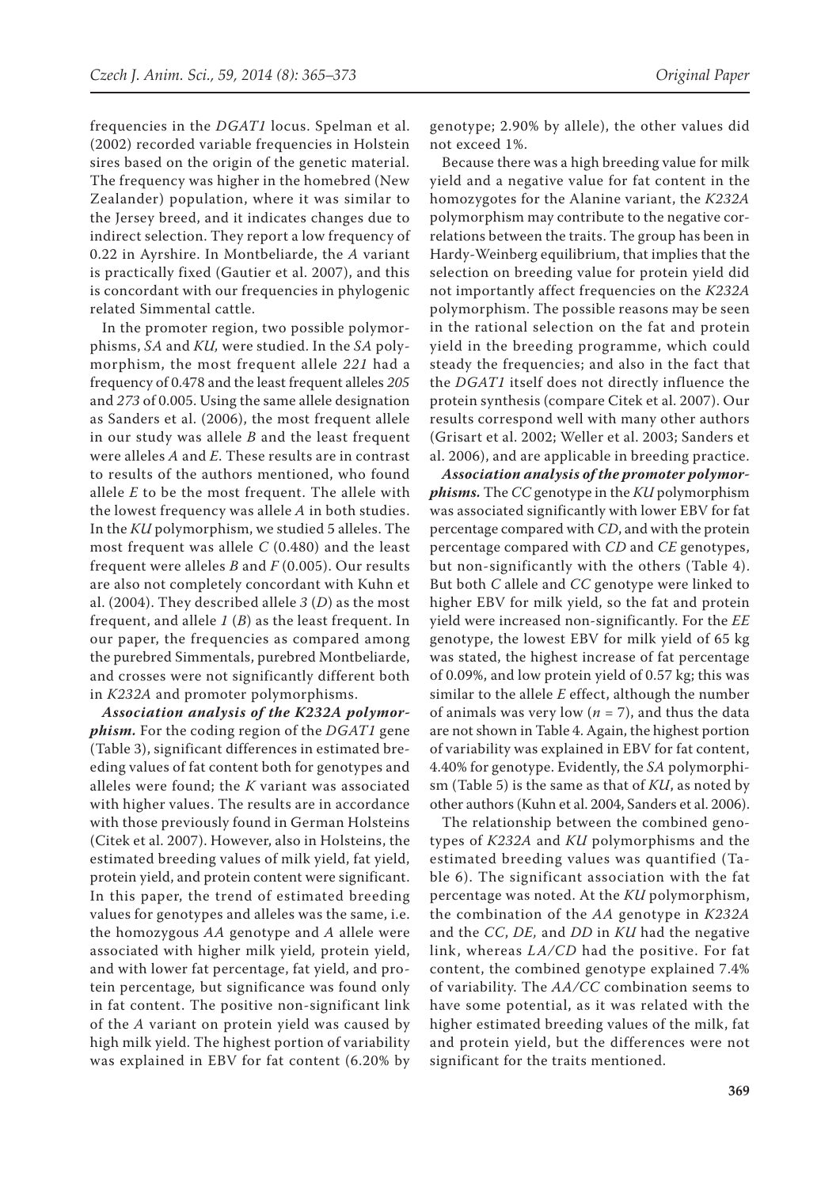frequencies in the *DGAT1* locus. Spelman et al. (2002) recorded variable frequencies in Holstein sires based on the origin of the genetic material. The frequency was higher in the homebred (New Zealander) population, where it was similar to the Jersey breed, and it indicates changes due to indirect selection. They report a low frequency of 0.22 in Ayrshire. In Montbeliarde, the *A* variant is practically fixed (Gautier et al. 2007), and this is concordant with our frequencies in phylogenic related Simmental cattle.

In the promoter region, two possible polymorphisms, *SA* and *KU*, were studied. In the *SA* polymorphism, the most frequent allele *221* had a frequency of 0.478 and the least frequent alleles *205* and *273* of 0.005. Using the same allele designation as Sanders et al. (2006), the most frequent allele in our study was allele *B* and the least frequent were alleles *A* and *E*. These results are in contrast to results of the authors mentioned, who found allele *E* to be the most frequent. The allele with the lowest frequency was allele *A* in both studies. In the *KU* polymorphism, we studied 5 alleles. The most frequent was allele *C* (0.480) and the least frequent were alleles *B* and *F* (0.005). Our results are also not completely concordant with Kuhn et al. (2004). They described allele *3* (*D*) as the most frequent, and allele *1* (*B*) as the least frequent. In our paper, the frequencies as compared among the purebred Simmentals, purebred Montbeliarde, and crosses were not significantly different both in *K232A* and promoter polymorphisms.

***Association analysis of the K232A polymorphism.*** For the coding region of the *DGAT1* gene (Table 3), significant differences in estimated breeding values of fat content both for genotypes and alleles were found; the *K* variant was associated with higher values. The results are in accordance with those previously found in German Holsteins (Citek et al. 2007). However, also in Holsteins, the estimated breeding values of milk yield, fat yield, protein yield, and protein content were significant. In this paper, the trend of estimated breeding values for genotypes and alleles was the same, i.e. the homozygous *AA* genotype and *A* allele were associated with higher milk yield, protein yield, and with lower fat percentage, fat yield, and protein percentage, but significance was found only in fat content. The positive non-significant link of the *A* variant on protein yield was caused by high milk yield. The highest portion of variability was explained in EBV for fat content (6.20% by genotype; 2.90% by allele), the other values did not exceed 1%.

Because there was a high breeding value for milk yield and a negative value for fat content in the homozygotes for the Alanine variant, the *K232A* polymorphism may contribute to the negative correlations between the traits. The group has been in Hardy-Weinberg equilibrium, that implies that the selection on breeding value for protein yield did not importantly affect frequencies on the *K232A* polymorphism. The possible reasons may be seen in the rational selection on the fat and protein yield in the breeding programme, which could steady the frequencies; and also in the fact that the *DGAT1* itself does not directly influence the protein synthesis (compare Citek et al. 2007). Our results correspond well with many other authors (Grisart et al. 2002; Weller et al. 2003; Sanders et al. 2006), and are applicable in breeding practice.

***Association analysis of the promoter polymorphisms.*** The *CC* genotype in the *KU* polymorphism was associated significantly with lower EBV for fat percentage compared with *CD*, and with the protein percentage compared with *CD* and *CE* genotypes, but non-significantly with the others (Table 4). But both *C* allele and *CC* genotype were linked to higher EBV for milk yield, so the fat and protein yield were increased non-significantly. For the *EE* genotype, the lowest EBV for milk yield of 65 kg was stated, the highest increase of fat percentage of 0.09%, and low protein yield of 0.57 kg; this was similar to the allele *E* effect, although the number of animals was very low ($n = 7$), and thus the data are not shown in Table 4. Again, the highest portion of variability was explained in EBV for fat content, 4.40% for genotype. Evidently, the *SA* polymorphism (Table 5) is the same as that of *KU*, as noted by other authors (Kuhn et al. 2004, Sanders et al. 2006).

The relationship between the combined genotypes of *K232A* and *KU* polymorphisms and the estimated breeding values was quantified (Table 6). The significant association with the fat percentage was noted. At the *KU* polymorphism, the combination of the *AA* genotype in *K232A* and the *CC*, *DE*, and *DD* in *KU* had the negative link, whereas *LA/CD* had the positive. For fat content, the combined genotype explained 7.4% of variability. The *AA/CC* combination seems to have some potential, as it was related with the higher estimated breeding values of the milk, fat and protein yield, but the differences were not significant for the traits mentioned.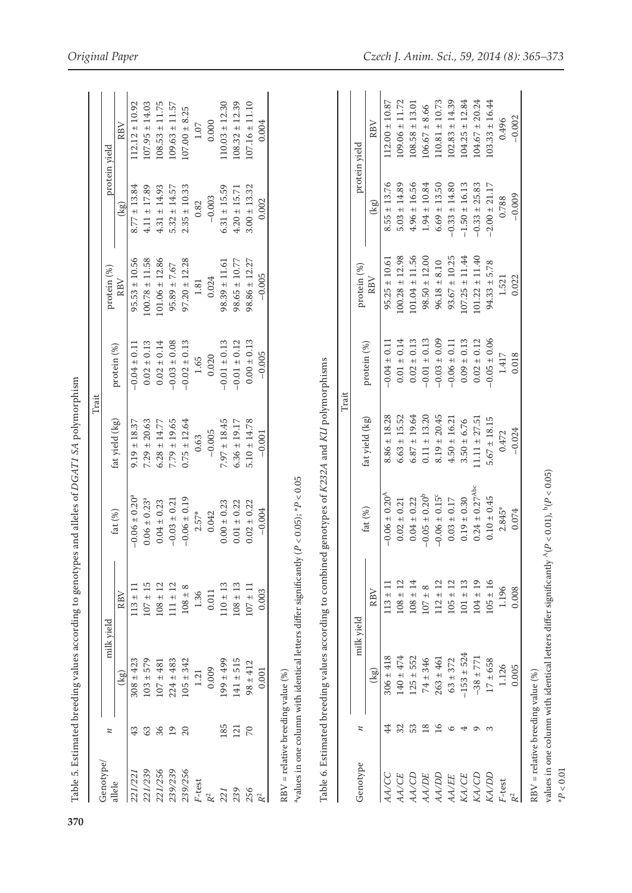Table 5. Estimated breeding values according to genotypes and alleles of *DGAT1 5A* polymorphism

| Genotype/ allele | *n* | milk yield | | fat (%) | fat yield (kg) | protein (%) | protein (%) | protein yield | |
|---|---|---|---|---|---|---|---|---|---|
| | | (kg) | RBV | | | | RBV | (kg) | RBV |
| *221/221* | 43 | 308 ± 423 | 113 ± 11 | −0.06 ± 0.20[a] | 9.19 ± 18.37 | −0.04 ± 0.11 | 95.53 ± 10.56 | 8.77 ± 13.84 | 112.12 ± 10.92 |
| *221/239* | 63 | 103 ± 579 | 107 ± 15 | 0.06 ± 0.23[a] | 7.29 ± 20.63 | 0.02 ± 0.13 | 100.78 ± 11.58 | 4.11 ± 17.89 | 107.95 ± 14.03 |
| *221/256* | 36 | 107 ± 481 | 108 ± 12 | 0.04 ± 0.23 | 6.28 ± 14.77 | 0.02 ± 0.14 | 101.06 ± 12.86 | 4.31 ± 14.93 | 108.53 ± 11.75 |
| *239/239* | 19 | 224 ± 483 | 111 ± 12 | −0.03 ± 0.21 | 7.79 ± 19.65 | −0.03 ± 0.08 | 95.89 ± 7.67 | 5.32 ± 14.57 | 109.63 ± 11.57 |
| *239/256* | 20 | 105 ± 342 | 108 ± 8 | −0.06 ± 0.19 | 0.75 ± 12.64 | −0.02 ± 0.13 | 97.20 ± 12.28 | 2.35 ± 10.33 | 107.00 ± 8.25 |
| *F*-test | | 1.21 | 1.36 | 2.57* | 0.63 | 1.65 | 1.81 | 0.82 | 1.07 |
| $R^2$ | | 0.009 | 0.011 | 0.042 | −0.005 | 0.020 | 0.024 | −0.003 | 0.000 |
| *221* | 185 | 199 ± 499 | 110 ± 13 | 0.00 ± 0.23 | 7.97 ± 18.45 | −0.01 ± 0.13 | 98.39 ± 11.61 | 6.31 ± 15.59 | 110.03 ± 12.30 |
| *239* | 121 | 141 ± 515 | 108 ± 13 | 0.01 ± 0.22 | 6.36 ± 19.17 | −0.01 ± 0.12 | 98.65 ± 10.77 | 4.20 ± 15.71 | 108.32 ± 12.39 |
| *256* | 70 | 98 ± 412 | 107 ± 11 | 0.02 ± 0.22 | 5.10 ± 14.78 | 0.00 ± 0.13 | 98.86 ± 12.27 | 3.00 ± 13.32 | 107.16 ± 11.10 |
| $R^2$ | | 0.001 | 0.003 | −0.004 | −0.001 | −0.005 | −0.005 | 0.002 | 0.004 |

RBV = relative breeding value (%)

[a]values in one column with identical letters differ significantly ($P < 0.05$); *$P < 0.05$

Table 6. Estimated breeding values according to combined genotypes of *K232A* and *KU* polymorphisms

| Genotype | *n* | milk yield | | fat (%) | fat yield (kg) | protein (%) | protein (%) | protein yield | |
|---|---|---|---|---|---|---|---|---|---|
| | | (kg) | RBV | | | | RBV | (kg) | RBV |
| *AA/CC* | 44 | 306 ± 418 | 113 ± 11 | −0.06 ± 0.20[A] | 8.86 ± 18.28 | −0.04 ± 0.11 | 95.25 ± 10.61 | 8.55 ± 13.76 | 112.00 ± 10.87 |
| *AA/CE* | 32 | 140 ± 474 | 108 ± 12 | 0.02 ± 0.21 | 6.63 ± 15.52 | 0.01 ± 0.14 | 100.28 ± 12.98 | 5.03 ± 14.89 | 109.06 ± 11.72 |
| *AA/CD* | 53 | 125 ± 552 | 108 ± 14 | 0.04 ± 0.22 | 6.87 ± 19.64 | 0.02 ± 0.13 | 101.04 ± 11.56 | 4.96 ± 16.56 | 108.58 ± 13.01 |
| *AA/DE* | 18 | 74 ± 346 | 107 ± 8 | −0.05 ± 0.20[b] | 0.11 ± 13.20 | −0.01 ± 0.13 | 98.50 ± 12.00 | 1.94 ± 10.84 | 106.67 ± 8.66 |
| *AA/DD* | 16 | 263 ± 461 | 112 ± 12 | −0.06 ± 0.15[c] | 8.19 ± 20.45 | −0.03 ± 0.09 | 96.18 ± 8.10 | 6.69 ± 13.50 | 110.81 ± 10.73 |
| *AA/EE* | 6 | 63 ± 372 | 105 ± 12 | 0.03 ± 0.17 | 4.50 ± 16.21 | −0.06 ± 0.11 | 93.67 ± 10.25 | −0.33 ± 14.80 | 102.83 ± 14.39 |
| *KA/CE* | 4 | −153 ± 524 | 101 ± 13 | 0.19 ± 0.30 | 3.50 ± 6.76 | 0.09 ± 0.13 | 107.25 ± 11.44 | −1.50 ± 16.13 | 104.25 ± 12.84 |
| *KA/CD* | 9 | −38 ± 771 | 104 ± 19 | 0.24 ± 0.27[Abc] | 11.11 ± 27.51 | 0.02 ± 0.12 | 101.22 ± 11.40 | −0.33 ± 25.83 | 104.67 ± 20.24 |
| *KA/DD* | 3 | 17 ± 658 | 105 ± 16 | 0.10 ± 0.45 | 5.67 ± 18.15 | −0.05 ± 0.06 | 94.33 ± 5.78 | −2.00 ± 21.17 | 103.33 ± 16.44 |
| *F*-test | | 1.126 | 1.196 | 2.845* | 0.472 | 1.417 | 1.521 | 0.788 | 0.496 |
| $R^2$ | | 0.005 | 0.008 | 0.074 | −0.024 | 0.018 | 0.022 | −0.009 | −0.002 |

RBV = relative breeding value (%)

values in one column with identical letters differ significantly [A]($P < 0.01$), [b]($P < 0.05$)

*$P < 0.01$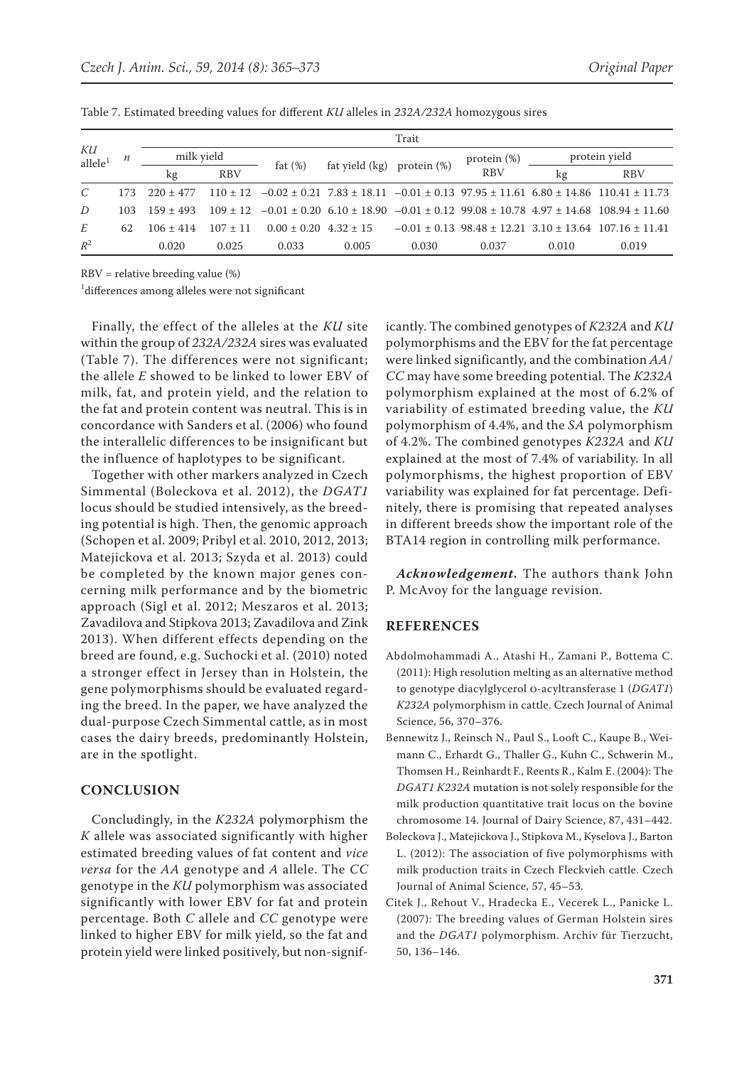Table 7. Estimated breeding values for different *KU* alleles in *232A/232A* homozygous sires

| *KU* allele[1] | *n* | Trait | | | | | | | |
|---|---|---|---|---|---|---|---|---|---|
| | | milk yield | | fat (%) | fat yield (kg) | protein (%) | protein (%) RBV | protein yield | |
| | | kg | RBV | | | | | kg | RBV |
| *C* | 173 | 220 ± 477 | 110 ± 12 | −0.02 ± 0.21 | 7.83 ± 18.11 | −0.01 ± 0.13 | 97.95 ± 11.61 | 6.80 ± 14.86 | 110.41 ± 11.73 |
| *D* | 103 | 159 ± 493 | 109 ± 12 | −0.01 ± 0.20 | 6.10 ± 18.90 | −0.01 ± 0.12 | 99.08 ± 10.78 | 4.97 ± 14.68 | 108.94 ± 11.60 |
| *E* | 62 | 106 ± 414 | 107 ± 11 | 0.00 ± 0.20 | 4.32 ± 15 | −0.01 ± 0.13 | 98.48 ± 12.21 | 3.10 ± 13.64 | 107.16 ± 11.41 |
| $R^2$ | | 0.020 | 0.025 | 0.033 | 0.005 | 0.030 | 0.037 | 0.010 | 0.019 |

RBV = relative breeding value (%)

[1]differences among alleles were not significant

Finally, the effect of the alleles at the *KU* site within the group of *232A/232A* sires was evaluated (Table 7). The differences were not significant; the allele *E* showed to be linked to lower EBV of milk, fat, and protein yield, and the relation to the fat and protein content was neutral. This is in concordance with Sanders et al. (2006) who found the interallelic differences to be insignificant but the influence of haplotypes to be significant.

Together with other markers analyzed in Czech Simmental (Boleckova et al. 2012), the *DGAT1* locus should be studied intensively, as the breeding potential is high. Then, the genomic approach (Schopen et al. 2009; Pribyl et al. 2010, 2012, 2013; Matejickova et al. 2013; Szyda et al. 2013) could be completed by the known major genes concerning milk performance and by the biometric approach (Sigl et al. 2012; Meszaros et al. 2013; Zavadilova and Stipkova 2013; Zavadilova and Zink 2013). When different effects depending on the breed are found, e.g. Suchocki et al. (2010) noted a stronger effect in Jersey than in Holstein, the gene polymorphisms should be evaluated regarding the breed. In the paper, we have analyzed the dual-purpose Czech Simmental cattle, as in most cases the dairy breeds, predominantly Holstein, are in the spotlight.

## CONCLUSION

Concludingly, in the *K232A* polymorphism the *K* allele was associated significantly with higher estimated breeding values of fat content and *vice versa* for the *AA* genotype and *A* allele. The *CC* genotype in the *KU* polymorphism was associated significantly with lower EBV for fat and protein percentage. Both *C* allele and *CC* genotype were linked to higher EBV for milk yield, so the fat and protein yield were linked positively, but non-significantly. The combined genotypes of *K232A* and *KU* polymorphisms and the EBV for the fat percentage were linked significantly, and the combination *AA*/*CC* may have some breeding potential. The *K232A* polymorphism explained at the most of 6.2% of variability of estimated breeding value, the *KU* polymorphism of 4.4%, and the *SA* polymorphism of 4.2%. The combined genotypes *K232A* and *KU* explained at the most of 7.4% of variability. In all polymorphisms, the highest proportion of EBV variability was explained for fat percentage. Definitely, there is promising that repeated analyses in different breeds show the important role of the BTA14 region in controlling milk performance.

***Acknowledgement.*** The authors thank John P. McAvoy for the language revision.

## REFERENCES

Abdolmohammadi A., Atashi H., Zamani P., Bottema C. (2011): High resolution melting as an alternative method to genotype diacylglycerol O-acyltransferase 1 (*DGAT1*) *K232A* polymorphism in cattle. Czech Journal of Animal Science, 56, 370–376.

Bennewitz J., Reinsch N., Paul S., Looft C., Kaupe B., Weimann C., Erhardt G., Thaller G., Kuhn C., Schwerin M., Thomsen H., Reinhardt F., Reents R., Kalm E. (2004): The *DGAT1 K232A* mutation is not solely responsible for the milk production quantitative trait locus on the bovine chromosome 14. Journal of Dairy Science, 87, 431–442.

Boleckova J., Matejickova J., Stipkova M., Kyselova J., Barton L. (2012): The association of five polymorphisms with milk production traits in Czech Fleckvieh cattle. Czech Journal of Animal Science, 57, 45–53.

Citek J., Rehout V., Hradecka E., Vecerek L., Panicke L. (2007): The breeding values of German Holstein sires and the *DGAT1* polymorphism. Archiv für Tierzucht, 50, 136–146.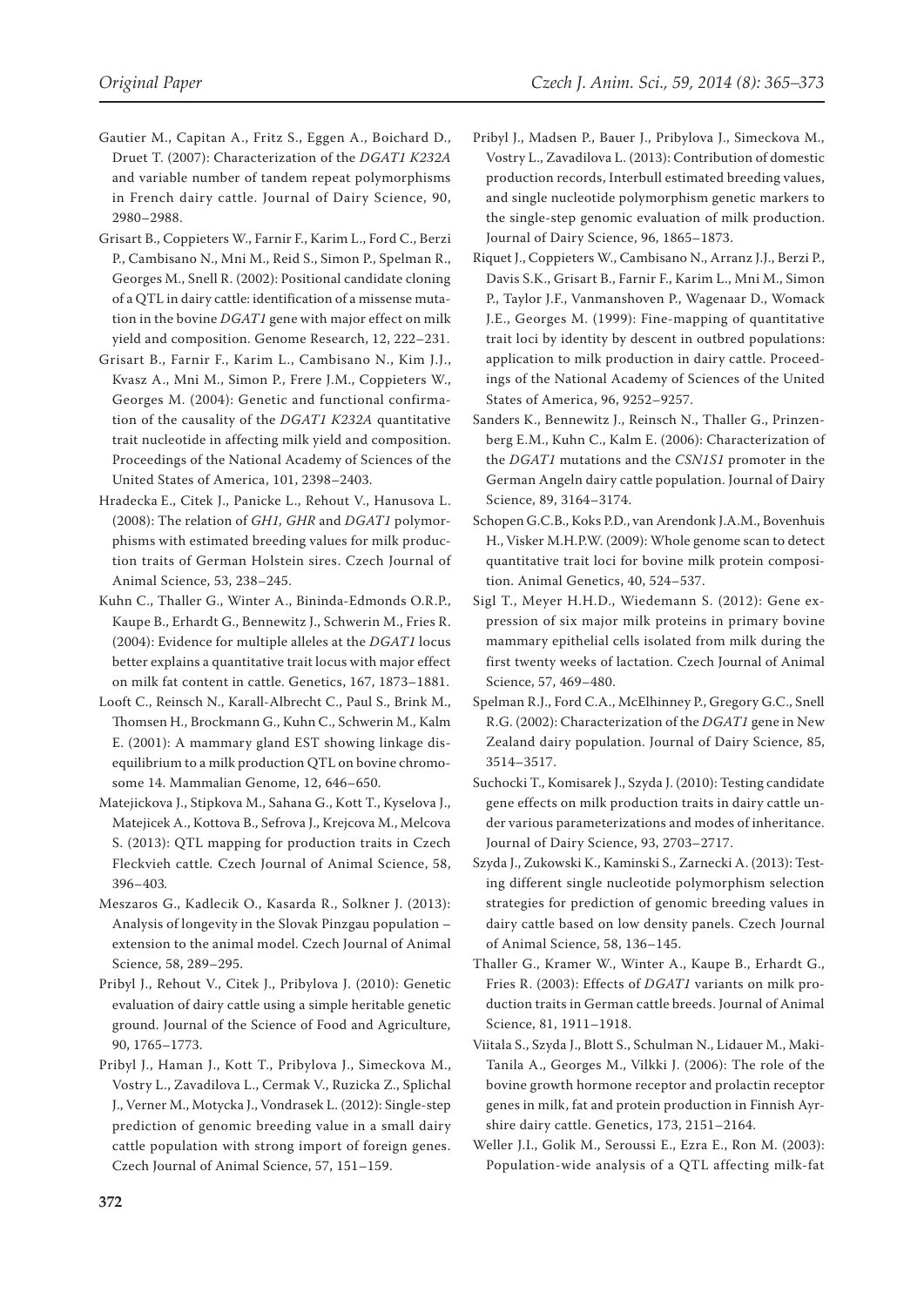Gautier M., Capitan A., Fritz S., Eggen A., Boichard D., Druet T. (2007): Characterization of the *DGAT1 K232A* and variable number of tandem repeat polymorphisms in French dairy cattle. Journal of Dairy Science, 90, 2980–2988.

Grisart B., Coppieters W., Farnir F., Karim L., Ford C., Berzi P., Cambisano N., Mni M., Reid S., Simon P., Spelman R., Georges M., Snell R. (2002): Positional candidate cloning of a QTL in dairy cattle: identification of a missense mutation in the bovine *DGAT1* gene with major effect on milk yield and composition. Genome Research, 12, 222–231.

Grisart B., Farnir F., Karim L., Cambisano N., Kim J.J., Kvasz A., Mni M., Simon P., Frere J.M., Coppieters W., Georges M. (2004): Genetic and functional confirmation of the causality of the *DGAT1 K232A* quantitative trait nucleotide in affecting milk yield and composition. Proceedings of the National Academy of Sciences of the United States of America, 101, 2398–2403.

Hradecka E., Citek J., Panicke L., Rehout V., Hanusova L. (2008): The relation of *GH1, GHR* and *DGAT1* polymorphisms with estimated breeding values for milk production traits of German Holstein sires. Czech Journal of Animal Science, 53, 238–245.

Kuhn C., Thaller G., Winter A., Bininda-Edmonds O.R.P., Kaupe B., Erhardt G., Bennewitz J., Schwerin M., Fries R. (2004): Evidence for multiple alleles at the *DGAT1* locus better explains a quantitative trait locus with major effect on milk fat content in cattle. Genetics, 167, 1873–1881.

Looft C., Reinsch N., Karall-Albrecht C., Paul S., Brink M., Thomsen H., Brockmann G., Kuhn C., Schwerin M., Kalm E. (2001): A mammary gland EST showing linkage disequilibrium to a milk production QTL on bovine chromosome 14. Mammalian Genome, 12, 646–650.

Matejickova J., Stipkova M., Sahana G., Kott T., Kyselova J., Matejicek A., Kottova B., Sefrova J., Krejcova M., Melcova S. (2013): QTL mapping for production traits in Czech Fleckvieh cattle. Czech Journal of Animal Science, 58, 396–403.

Meszaros G., Kadlecik O., Kasarda R., Solkner J. (2013): Analysis of longevity in the Slovak Pinzgau population – extension to the animal model. Czech Journal of Animal Science, 58, 289–295.

Pribyl J., Rehout V., Citek J., Pribylova J. (2010): Genetic evaluation of dairy cattle using a simple heritable genetic ground. Journal of the Science of Food and Agriculture, 90, 1765–1773.

Pribyl J., Haman J., Kott T., Pribylova J., Simeckova M., Vostry L., Zavadilova L., Cermak V., Ruzicka Z., Splichal J., Verner M., Motycka J., Vondrasek L. (2012): Single-step prediction of genomic breeding value in a small dairy cattle population with strong import of foreign genes. Czech Journal of Animal Science, 57, 151–159.

Pribyl J., Madsen P., Bauer J., Pribylova J., Simeckova M., Vostry L., Zavadilova L. (2013): Contribution of domestic production records, Interbull estimated breeding values, and single nucleotide polymorphism genetic markers to the single-step genomic evaluation of milk production. Journal of Dairy Science, 96, 1865–1873.

Riquet J., Coppieters W., Cambisano N., Arranz J.J., Berzi P., Davis S.K., Grisart B., Farnir F., Karim L., Mni M., Simon P., Taylor J.F., Vanmanshoven P., Wagenaar D., Womack J.E., Georges M. (1999): Fine-mapping of quantitative trait loci by identity by descent in outbred populations: application to milk production in dairy cattle. Proceedings of the National Academy of Sciences of the United States of America, 96, 9252–9257.

Sanders K., Bennewitz J., Reinsch N., Thaller G., Prinzenberg E.M., Kuhn C., Kalm E. (2006): Characterization of the *DGAT1* mutations and the *CSN1S1* promoter in the German Angeln dairy cattle population. Journal of Dairy Science, 89, 3164–3174.

Schopen G.C.B., Koks P.D., van Arendonk J.A.M., Bovenhuis H., Visker M.H.P.W. (2009): Whole genome scan to detect quantitative trait loci for bovine milk protein composition. Animal Genetics, 40, 524–537.

Sigl T., Meyer H.H.D., Wiedemann S. (2012): Gene expression of six major milk proteins in primary bovine mammary epithelial cells isolated from milk during the first twenty weeks of lactation. Czech Journal of Animal Science, 57, 469–480.

Spelman R.J., Ford C.A., McElhinney P., Gregory G.C., Snell R.G. (2002): Characterization of the *DGAT1* gene in New Zealand dairy population. Journal of Dairy Science, 85, 3514–3517.

Suchocki T., Komisarek J., Szyda J. (2010): Testing candidate gene effects on milk production traits in dairy cattle under various parameterizations and modes of inheritance. Journal of Dairy Science, 93, 2703–2717.

Szyda J., Zukowski K., Kaminski S., Zarnecki A. (2013): Testing different single nucleotide polymorphism selection strategies for prediction of genomic breeding values in dairy cattle based on low density panels. Czech Journal of Animal Science, 58, 136–145.

Thaller G., Kramer W., Winter A., Kaupe B., Erhardt G., Fries R. (2003): Effects of *DGAT1* variants on milk production traits in German cattle breeds. Journal of Animal Science, 81, 1911–1918.

Viitala S., Szyda J., Blott S., Schulman N., Lidauer M., Maki-Tanila A., Georges M., Vilkki J. (2006): The role of the bovine growth hormone receptor and prolactin receptor genes in milk, fat and protein production in Finnish Ayrshire dairy cattle. Genetics, 173, 2151–2164.

Weller J.I., Golik M., Seroussi E., Ezra E., Ron M. (2003): Population-wide analysis of a QTL affecting milk-fat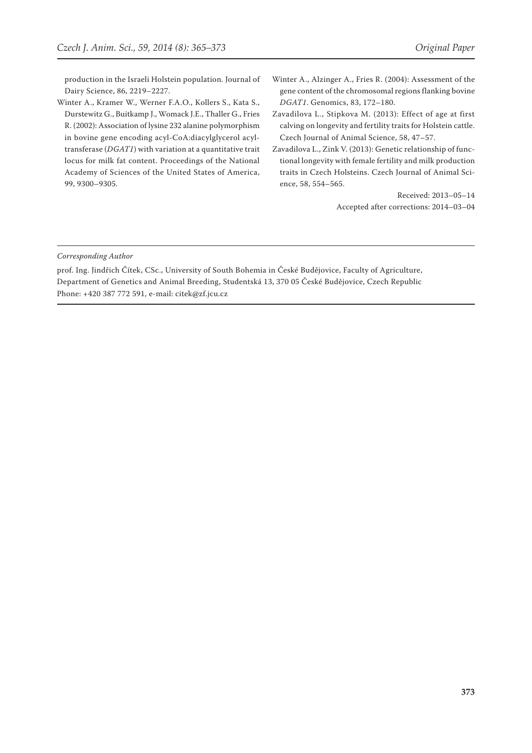production in the Israeli Holstein population. Journal of Dairy Science, 86, 2219–2227.

Winter A., Kramer W., Werner F.A.O., Kollers S., Kata S., Durstewitz G., Buitkamp J., Womack J.E., Thaller G., Fries R. (2002): Association of lysine 232 alanine polymorphism in bovine gene encoding acyl-CoA:diacylglycerol acyltransferase (*DGAT1*) with variation at a quantitative trait locus for milk fat content. Proceedings of the National Academy of Sciences of the United States of America, 99, 9300–9305.

Winter A., Alzinger A., Fries R. (2004): Assessment of the gene content of the chromosomal regions flanking bovine *DGAT1*. Genomics, 83, 172–180.

Zavadilova L., Stipkova M. (2013): Effect of age at first calving on longevity and fertility traits for Holstein cattle. Czech Journal of Animal Science, 58, 47–57.

Zavadilova L., Zink V. (2013): Genetic relationship of functional longevity with female fertility and milk production traits in Czech Holsteins. Czech Journal of Animal Science, 58, 554–565.

Received: 2013–05–14
Accepted after corrections: 2014–03–04

*Corresponding Author*

prof. Ing. Jindřich Čítek, CSc., University of South Bohemia in České Budějovice, Faculty of Agriculture, Department of Genetics and Animal Breeding, Studentská 13, 370 05 České Budějovice, Czech Republic
Phone: +420 387 772 591, e-mail: citek@zf.jcu.cz